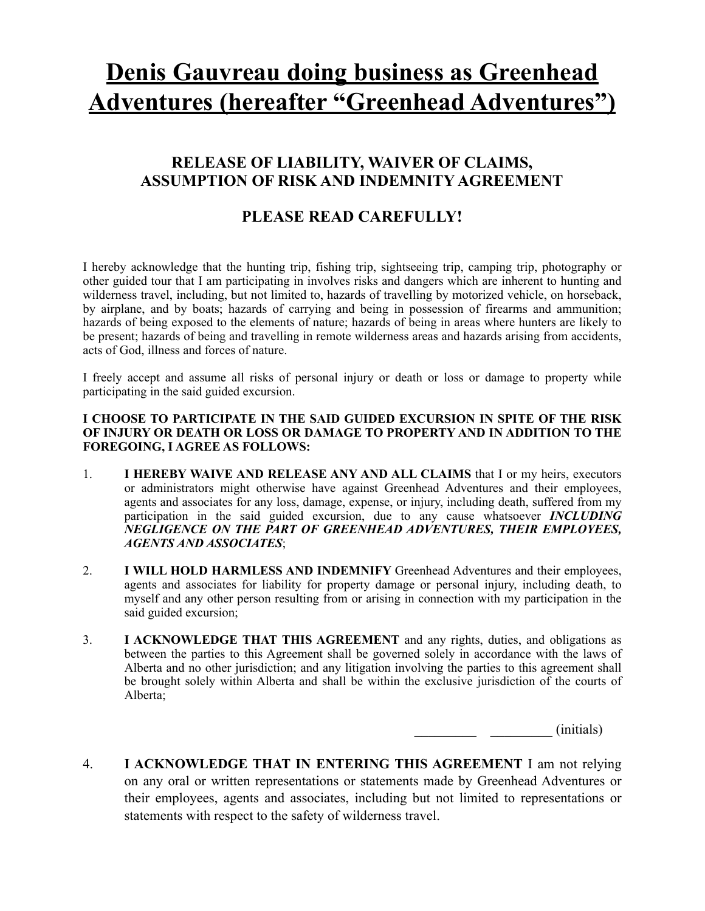# Denis Gauvreau doing business as Greenhead Adventures (hereafter "Greenhead Adventures")

## RELEASE OF LIABILITY, WAIVER OF CLAIMS, ASSUMPTION OF RISK AND INDEMNITY AGREEMENT

## PLEASE READ CAREFULLY!

I hereby acknowledge that the hunting trip, fishing trip, sightseeing trip, camping trip, photography or other guided tour that I am participating in involves risks and dangers which are inherent to hunting and wilderness travel, including, but not limited to, hazards of travelling by motorized vehicle, on horseback, by airplane, and by boats; hazards of carrying and being in possession of firearms and ammunition; hazards of being exposed to the elements of nature; hazards of being in areas where hunters are likely to be present; hazards of being and travelling in remote wilderness areas and hazards arising from accidents, acts of God, illness and forces of nature.

I freely accept and assume all risks of personal injury or death or loss or damage to property while participating in the said guided excursion.

**I CHOOSE TO PARTICIPATE IN THE SAID GUIDED EXCURSION IN SPITE OF THE RISK OF INJURY OR DEATH OR LOSS OR DAMAGE TO PROPERTY AND IN ADDITION TO THE FOREGOING, I AGREE AS FOLLOWS:**

1. **I HEREBY WAIVE AND RELEASE ANY AND ALL CLAIMS** that I or my heirs, executors or administrators might otherwise have against Greenhead Adventures and their employees, agents and associates for any loss, damage, expense, or injury, including death, suffered from my participation in the said guided excursion, due to any cause whatsoever ***INCLUDING NEGLIGENCE ON THE PART OF GREENHEAD ADVENTURES, THEIR EMPLOYEES, AGENTS AND ASSOCIATES***;

2. **I WILL HOLD HARMLESS AND INDEMNIFY** Greenhead Adventures and their employees, agents and associates for liability for property damage or personal injury, including death, to myself and any other person resulting from or arising in connection with my participation in the said guided excursion;

3. **I ACKNOWLEDGE THAT THIS AGREEMENT** and any rights, duties, and obligations as between the parties to this Agreement shall be governed solely in accordance with the laws of Alberta and no other jurisdiction; and any litigation involving the parties to this agreement shall be brought solely within Alberta and shall be within the exclusive jurisdiction of the courts of Alberta;

_________ _________ (initials)

4. **I ACKNOWLEDGE THAT IN ENTERING THIS AGREEMENT** I am not relying on any oral or written representations or statements made by Greenhead Adventures or their employees, agents and associates, including but not limited to representations or statements with respect to the safety of wilderness travel.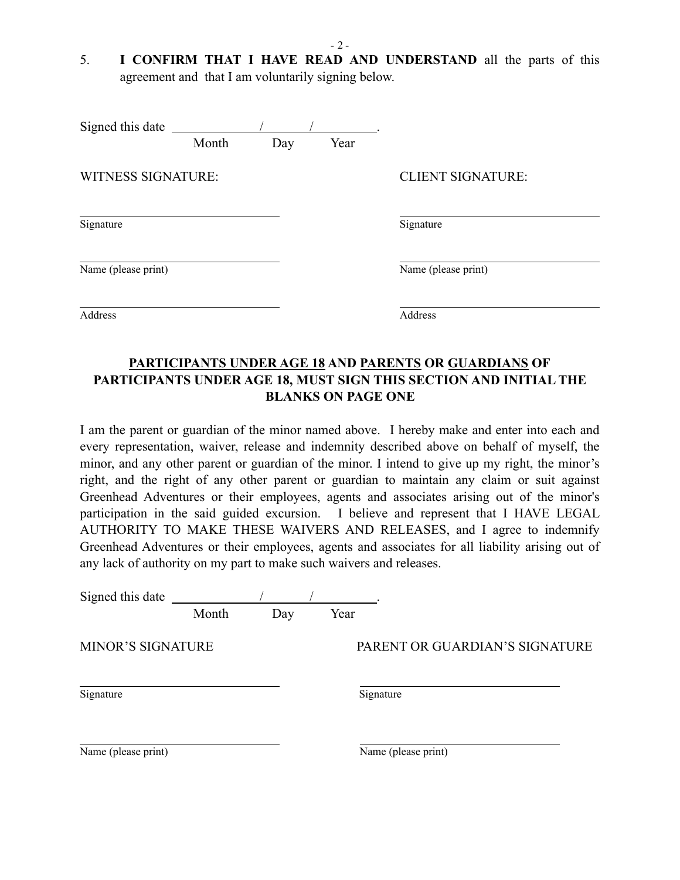5. **I CONFIRM THAT I HAVE READ AND UNDERSTAND** all the parts of this agreement and that I am voluntarily signing below.

Signed this date ______________ / ________ / __________.
Month Day Year

WITNESS SIGNATURE:

______________________________
Signature

______________________________
Name (please print)

______________________________
Address

CLIENT SIGNATURE:

______________________________
Signature

______________________________
Name (please print)

______________________________
Address

**PARTICIPANTS UNDER AGE 18 AND PARENTS OR GUARDIANS OF PARTICIPANTS UNDER AGE 18, MUST SIGN THIS SECTION AND INITIAL THE BLANKS ON PAGE ONE**

I am the parent or guardian of the minor named above. I hereby make and enter into each and every representation, waiver, release and indemnity described above on behalf of myself, the minor, and any other parent or guardian of the minor. I intend to give up my right, the minor's right, and the right of any other parent or guardian to maintain any claim or suit against Greenhead Adventures or their employees, agents and associates arising out of the minor's participation in the said guided excursion. I believe and represent that I HAVE LEGAL AUTHORITY TO MAKE THESE WAIVERS AND RELEASES, and I agree to indemnify Greenhead Adventures or their employees, agents and associates for all liability arising out of any lack of authority on my part to make such waivers and releases.

Signed this date ______________ / ________ / __________.
Month Day Year

MINOR'S SIGNATURE

______________________________
Signature

______________________________
Name (please print)

PARENT OR GUARDIAN'S SIGNATURE

______________________________
Signature

______________________________
Name (please print)